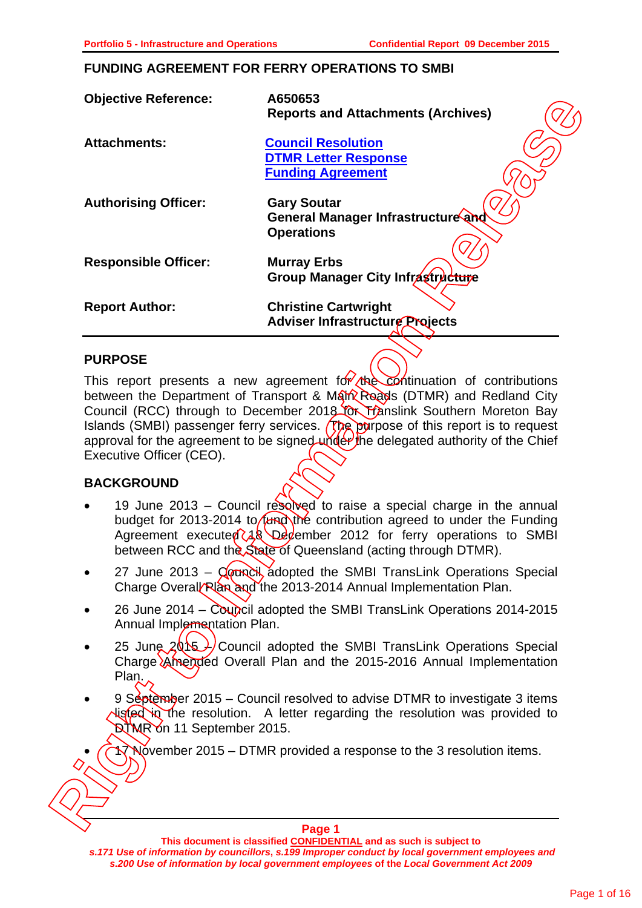## FUNDING AGREEMENT FOR FERRY OPERATIONS TO SMBI

| | |
|---|---|
| **Objective Reference:** | **A650653**<br>**Reports and Attachments (Archives)** |
| **Attachments:** | **Council Resolution**<br>**DTMR Letter Response**<br>**Funding Agreement** |
| **Authorising Officer:** | **Gary Soutar**<br>**General Manager Infrastructure and Operations** |
| **Responsible Officer:** | **Murray Erbs**<br>**Group Manager City Infrastructure** |
| **Report Author:** | **Christine Cartwright**<br>**Adviser Infrastructure Projects** |

### PURPOSE

This report presents a new agreement for the continuation of contributions between the Department of Transport & Main Roads (DTMR) and Redland City Council (RCC) through to December 2018 for Translink Southern Moreton Bay Islands (SMBI) passenger ferry services. The purpose of this report is to request approval for the agreement to be signed under the delegated authority of the Chief Executive Officer (CEO).

### BACKGROUND

- 19 June 2013 – Council resolved to raise a special charge in the annual budget for 2013-2014 to fund the contribution agreed to under the Funding Agreement executed 18 December 2012 for ferry operations to SMBI between RCC and the State of Queensland (acting through DTMR).
- 27 June 2013 – Council adopted the SMBI TransLink Operations Special Charge Overall Plan and the 2013-2014 Annual Implementation Plan.
- 26 June 2014 – Council adopted the SMBI TransLink Operations 2014-2015 Annual Implementation Plan.
- 25 June 2015 – Council adopted the SMBI TransLink Operations Special Charge Amended Overall Plan and the 2015-2016 Annual Implementation Plan.
- 9 September 2015 – Council resolved to advise DTMR to investigate 3 items listed in the resolution. A letter regarding the resolution was provided to DTMR on 11 September 2015.
- 17 November 2015 – DTMR provided a response to the 3 resolution items.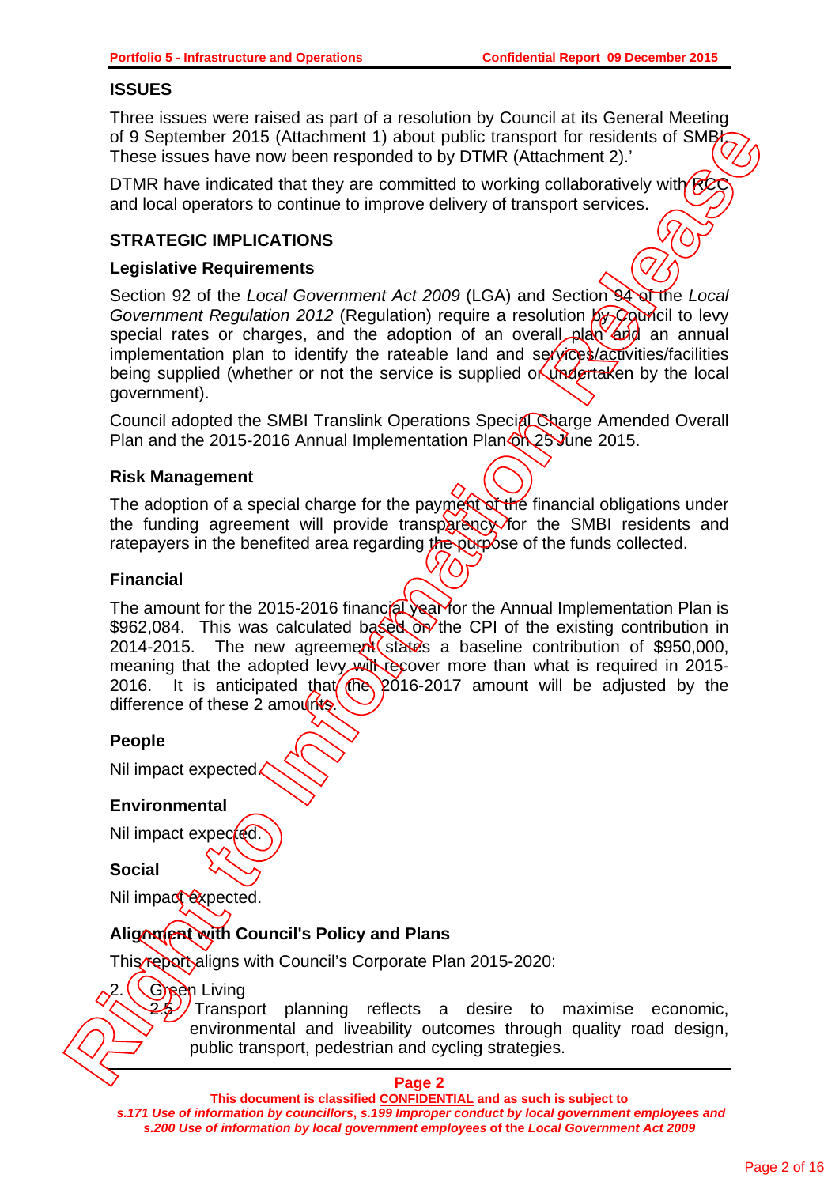## ISSUES

Three issues were raised as part of a resolution by Council at its General Meeting of 9 September 2015 (Attachment 1) about public transport for residents of SMBI. These issues have now been responded to by DTMR (Attachment 2).'

DTMR have indicated that they are committed to working collaboratively with RCC and local operators to continue to improve delivery of transport services.

## STRATEGIC IMPLICATIONS

### Legislative Requirements

Section 92 of the *Local Government Act 2009* (LGA) and Section 94 of the *Local Government Regulation 2012* (Regulation) require a resolution by Council to levy special rates or charges, and the adoption of an overall plan and an annual implementation plan to identify the rateable land and services/activities/facilities being supplied (whether or not the service is supplied or undertaken by the local government).

Council adopted the SMBI Translink Operations Special Charge Amended Overall Plan and the 2015-2016 Annual Implementation Plan on 25 June 2015.

### Risk Management

The adoption of a special charge for the payment of the financial obligations under the funding agreement will provide transparency for the SMBI residents and ratepayers in the benefited area regarding the purpose of the funds collected.

### Financial

The amount for the 2015-2016 financial year for the Annual Implementation Plan is $962,084. This was calculated based on the CPI of the existing contribution in 2014-2015. The new agreement states a baseline contribution of $950,000, meaning that the adopted levy will recover more than what is required in 2015-2016. It is anticipated that the 2016-2017 amount will be adjusted by the difference of these 2 amounts.

### People

Nil impact expected.

### Environmental

Nil impact expected.

### Social

Nil impact expected.

### Alignment with Council's Policy and Plans

This report aligns with Council's Corporate Plan 2015-2020:

2. Green Living
   - 2.5 Transport planning reflects a desire to maximise economic, environmental and liveability outcomes through quality road design, public transport, pedestrian and cycling strategies.

**This document is classified CONFIDENTIAL and as such is subject to**
***s.171 Use of information by councillors, s.199 Improper conduct by local government employees and s.200 Use of information by local government employees of the Local Government Act 2009***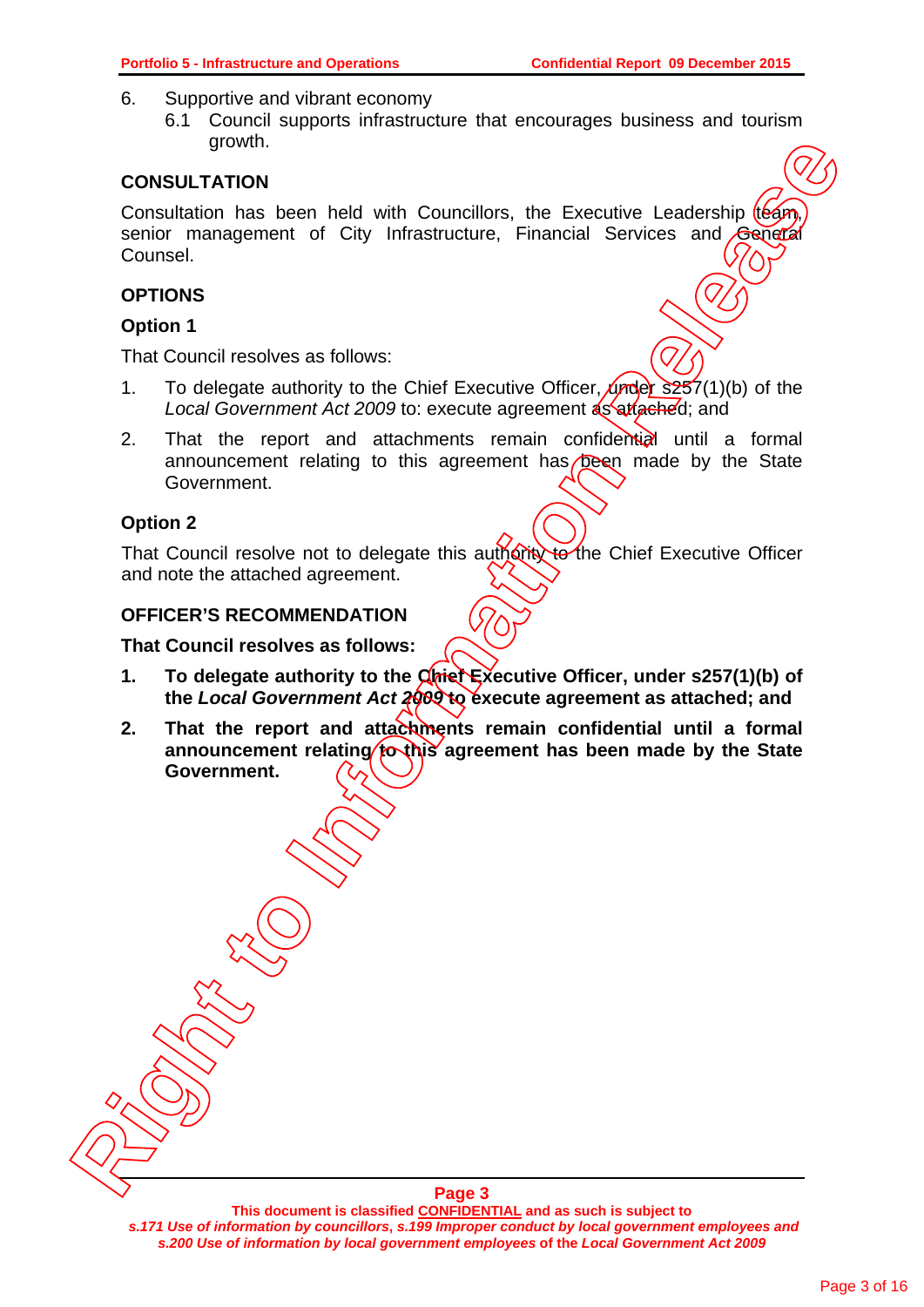6. Supportive and vibrant economy
    6.1 Council supports infrastructure that encourages business and tourism growth.

## CONSULTATION

Consultation has been held with Councillors, the Executive Leadership team, senior management of City Infrastructure, Financial Services and General Counsel.

## OPTIONS

### Option 1

That Council resolves as follows:

1. To delegate authority to the Chief Executive Officer, under s257(1)(b) of the *Local Government Act 2009* to: execute agreement as attached; and
2. That the report and attachments remain confidential until a formal announcement relating to this agreement has been made by the State Government.

### Option 2

That Council resolve not to delegate this authority to the Chief Executive Officer and note the attached agreement.

## OFFICER'S RECOMMENDATION

**That Council resolves as follows:**

1. **To delegate authority to the Chief Executive Officer, under s257(1)(b) of the *Local Government Act 2009* to execute agreement as attached; and**
2. **That the report and attachments remain confidential until a formal announcement relating to this agreement has been made by the State Government.**

This document is classified CONFIDENTIAL and as such is subject to *s.171 Use of information by councillors*, *s.199 Improper conduct by local government employees and s.200 Use of information by local government employees* of the *Local Government Act 2009*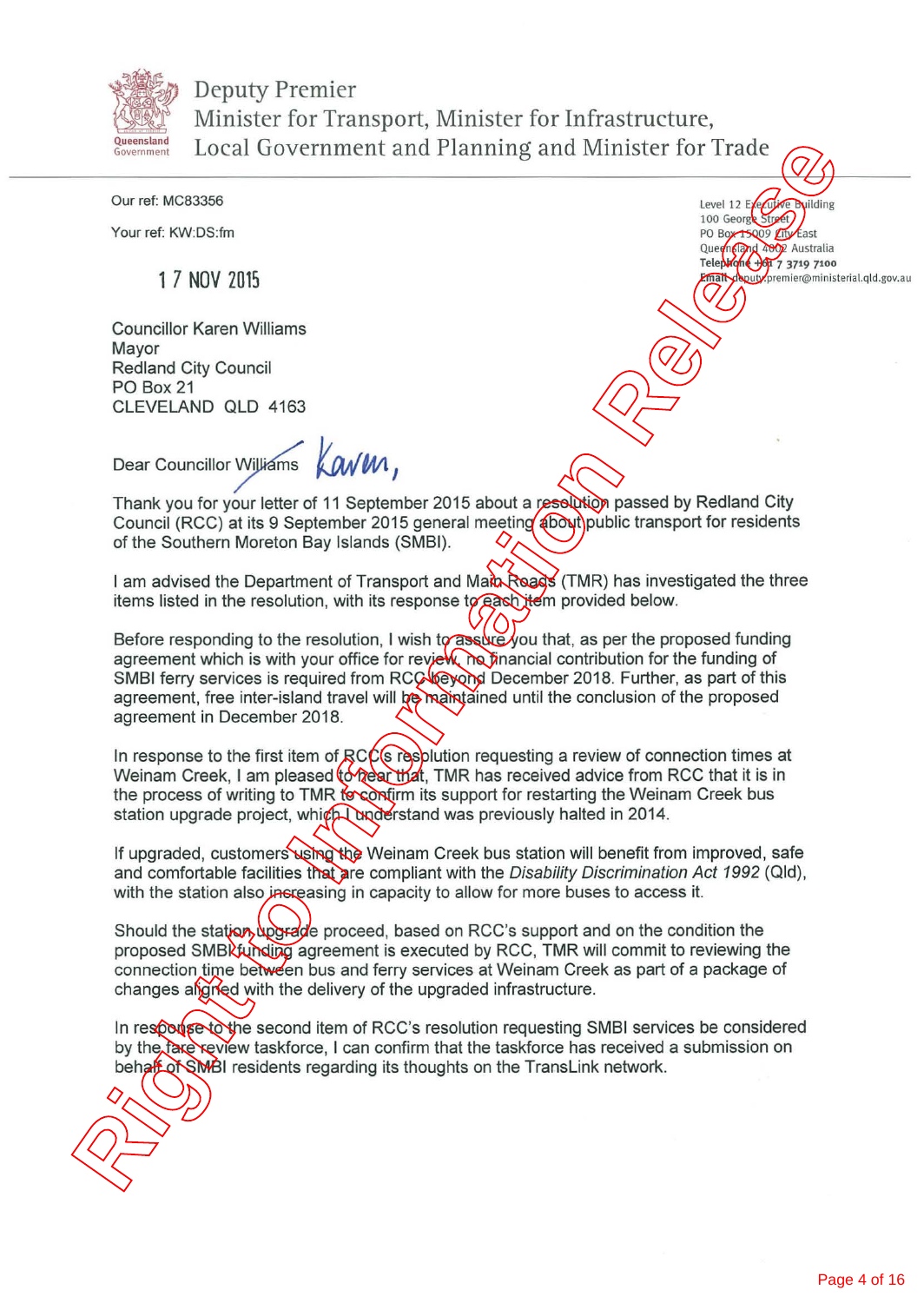Deputy Premier
Minister for Transport, Minister for Infrastructure,
Local Government and Planning and Minister for Trade

Our ref: MC83356

Your ref: KW:DS:fm

17 NOV 2015

Level 12 Executive Building
100 George Street
PO Box 15009 City East
Queensland 4002 Australia
Telephone +61 7 3719 7100
Email deputy.premier@ministerial.qld.gov.au

Councillor Karen Williams
Mayor
Redland City Council
PO Box 21
CLEVELAND QLD 4163

Dear ~~Councillor Williams~~ Karen,

Thank you for your letter of 11 September 2015 about a resolution passed by Redland City Council (RCC) at its 9 September 2015 general meeting about public transport for residents of the Southern Moreton Bay Islands (SMBI).

I am advised the Department of Transport and Main Roads (TMR) has investigated the three items listed in the resolution, with its response to each item provided below.

Before responding to the resolution, I wish to assure you that, as per the proposed funding agreement which is with your office for review, no financial contribution for the funding of SMBI ferry services is required from RCC beyond December 2018. Further, as part of this agreement, free inter-island travel will be maintained until the conclusion of the proposed agreement in December 2018.

In response to the first item of RCC's resolution requesting a review of connection times at Weinam Creek, I am pleased to hear that, TMR has received advice from RCC that it is in the process of writing to TMR to confirm its support for restarting the Weinam Creek bus station upgrade project, which I understand was previously halted in 2014.

If upgraded, customers using the Weinam Creek bus station will benefit from improved, safe and comfortable facilities that are compliant with the *Disability Discrimination Act 1992* (Qld), with the station also increasing in capacity to allow for more buses to access it.

Should the station upgrade proceed, based on RCC's support and on the condition the proposed SMBI funding agreement is executed by RCC, TMR will commit to reviewing the connection time between bus and ferry services at Weinam Creek as part of a package of changes aligned with the delivery of the upgraded infrastructure.

In response to the second item of RCC's resolution requesting SMBI services be considered by the fare review taskforce, I can confirm that the taskforce has received a submission on behalf of SMBI residents regarding its thoughts on the TransLink network.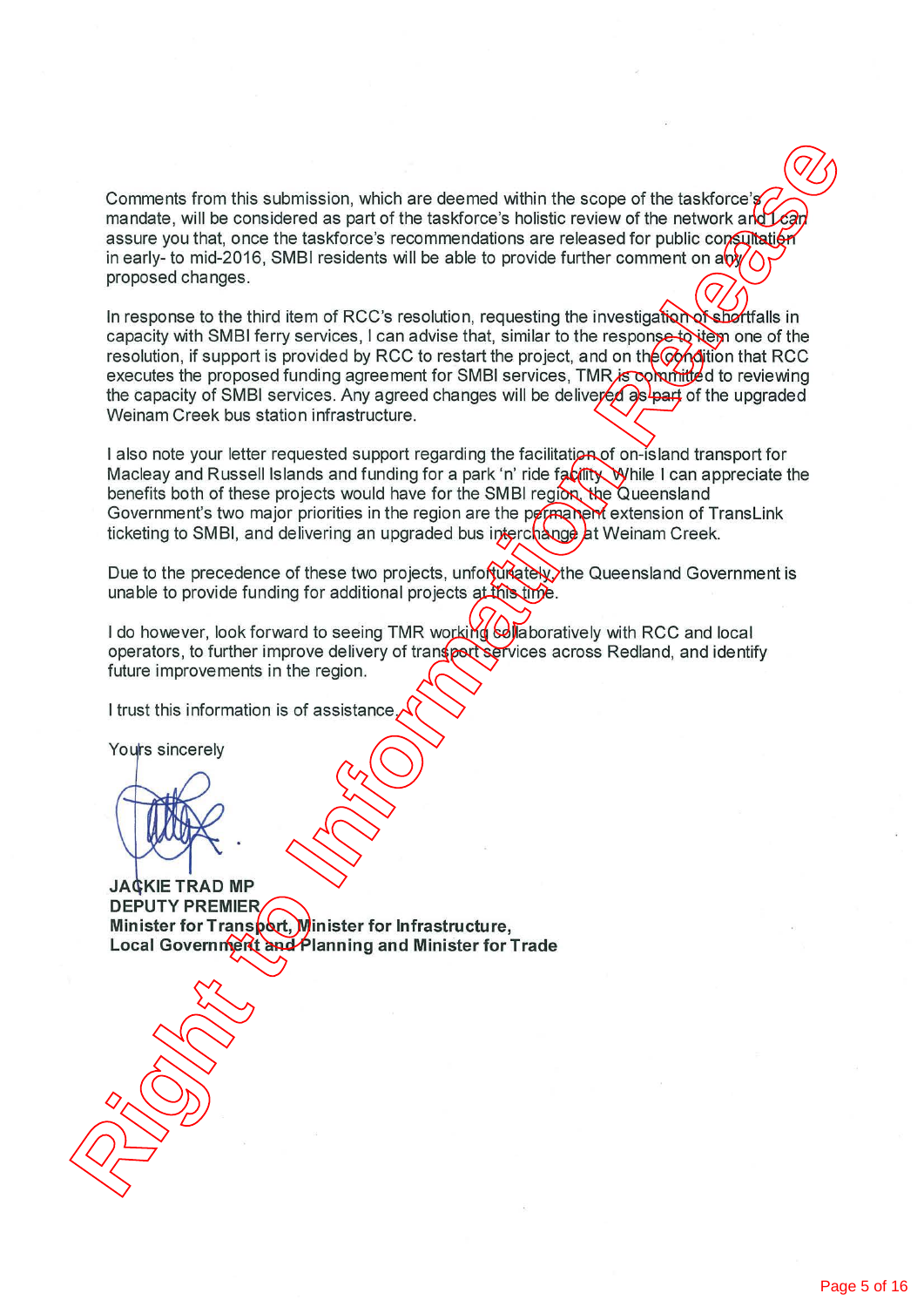Comments from this submission, which are deemed within the scope of the taskforce's mandate, will be considered as part of the taskforce's holistic review of the network and I can assure you that, once the taskforce's recommendations are released for public consultation in early- to mid-2016, SMBI residents will be able to provide further comment on any proposed changes.

In response to the third item of RCC's resolution, requesting the investigation of shortfalls in capacity with SMBI ferry services, I can advise that, similar to the response to item one of the resolution, if support is provided by RCC to restart the project, and on the condition that RCC executes the proposed funding agreement for SMBI services, TMR is committed to reviewing the capacity of SMBI services. Any agreed changes will be delivered as part of the upgraded Weinam Creek bus station infrastructure.

I also note your letter requested support regarding the facilitation of on-island transport for Macleay and Russell Islands and funding for a park 'n' ride facility. While I can appreciate the benefits both of these projects would have for the SMBI region, the Queensland Government's two major priorities in the region are the permanent extension of TransLink ticketing to SMBI, and delivering an upgraded bus interchange at Weinam Creek.

Due to the precedence of these two projects, unfortunately, the Queensland Government is unable to provide funding for additional projects at this time.

I do however, look forward to seeing TMR working collaboratively with RCC and local operators, to further improve delivery of transport services across Redland, and identify future improvements in the region.

I trust this information is of assistance.

Yours sincerely

**JACKIE TRAD MP**
**DEPUTY PREMIER**
**Minister for Transport, Minister for Infrastructure,**
**Local Government and Planning and Minister for Trade**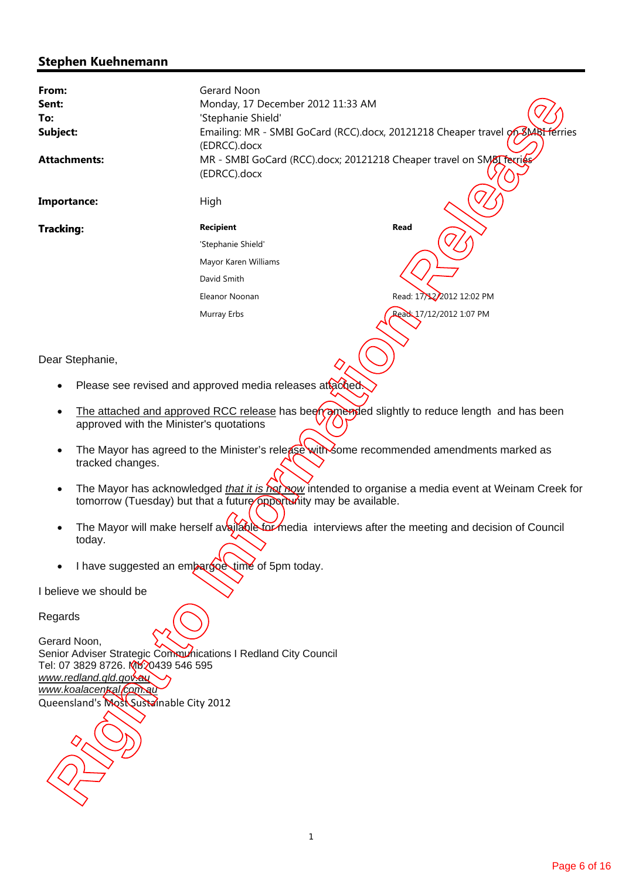## Stephen Kuehnemann

| | |
|---|---|
| **From:** | Gerard Noon |
| **Sent:** | Monday, 17 December 2012 11:33 AM |
| **To:** | 'Stephanie Shield' |
| **Subject:** | Emailing: MR - SMBI GoCard (RCC).docx, 20121218 Cheaper travel on SMBI ferries (EDRCC).docx |
| **Attachments:** | MR - SMBI GoCard (RCC).docx; 20121218 Cheaper travel on SMBI ferries (EDRCC).docx |
| **Importance:** | High |

**Tracking:**

| Recipient | Read |
|---|---|
| 'Stephanie Shield' | |
| Mayor Karen Williams | |
| David Smith | |
| Eleanor Noonan | Read: 17/12/2012 12:02 PM |
| Murray Erbs | Read: 17/12/2012 1:07 PM |

Dear Stephanie,

- Please see revised and approved media releases attached.
- The attached and approved RCC release has been amended slightly to reduce length and has been approved with the Minister's quotations
- The Mayor has agreed to the Minister's release with some recommended amendments marked as tracked changes.
- The Mayor has acknowledged *that it is not now* intended to organise a media event at Weinam Creek for tomorrow (Tuesday) but that a future opportunity may be available.
- The Mayor will make herself available for media interviews after the meeting and decision of Council today.
- I have suggested an embargoe time of 5pm today.

I believe we should be

Regards

Gerard Noon,
Senior Adviser Strategic Communications I Redland City Council
Tel: 07 3829 8726. Mb: 0439 546 595
*www.redland.qld.gov.au*
*www.koalacentral.com.au*
Queensland's Most Sustainable City 2012

Right to Information Release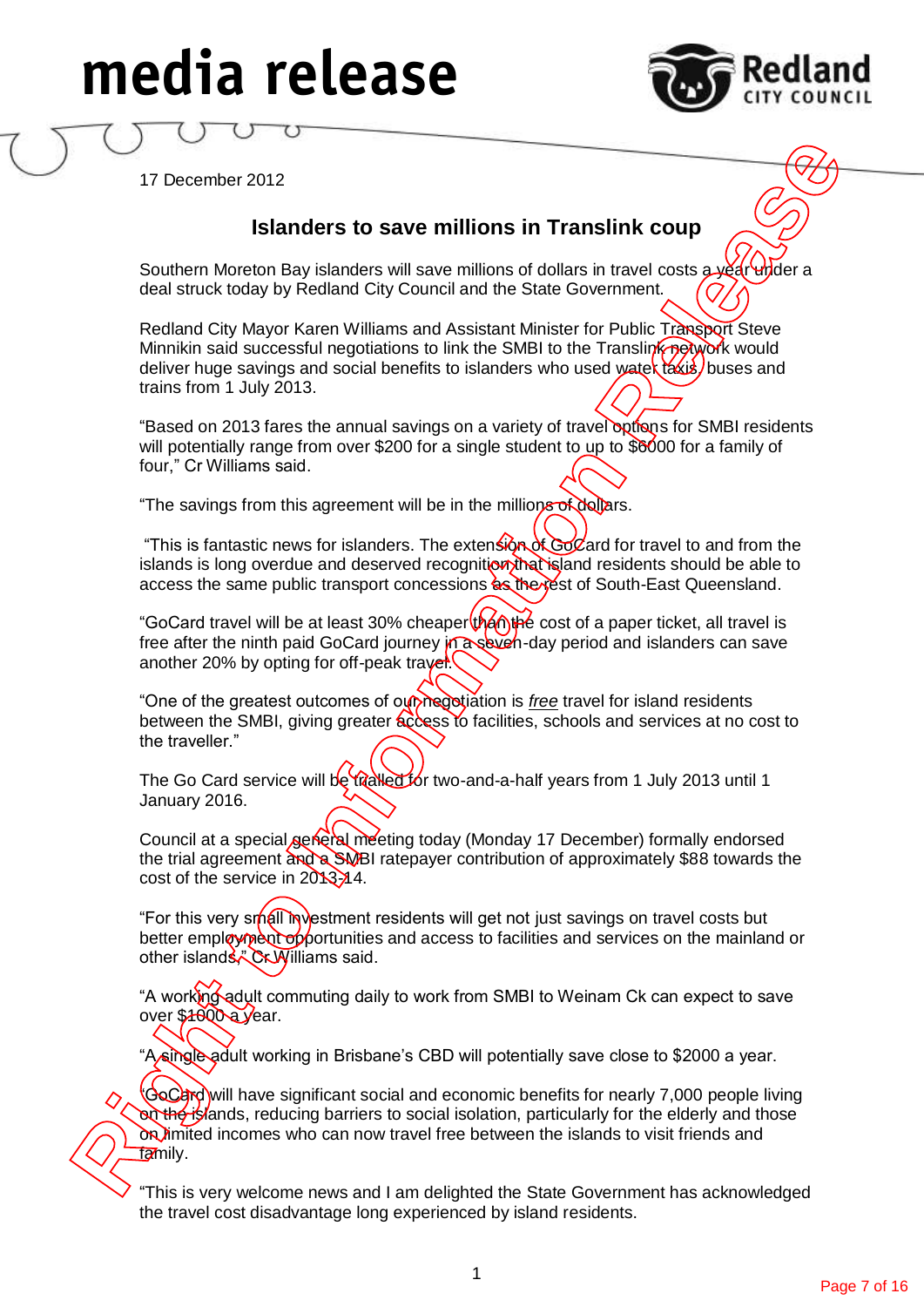# media release

17 December 2012

## Islanders to save millions in Translink coup

Southern Moreton Bay islanders will save millions of dollars in travel costs a year under a deal struck today by Redland City Council and the State Government.

Redland City Mayor Karen Williams and Assistant Minister for Public Transport Steve Minnikin said successful negotiations to link the SMBI to the Translink network would deliver huge savings and social benefits to islanders who used water taxis, buses and trains from 1 July 2013.

"Based on 2013 fares the annual savings on a variety of travel options for SMBI residents will potentially range from over $200 for a single student to up to $6000 for a family of four," Cr Williams said.

"The savings from this agreement will be in the millions of dollars.

"This is fantastic news for islanders. The extension of GoCard for travel to and from the islands is long overdue and deserved recognition that island residents should be able to access the same public transport concessions as the rest of South-East Queensland.

"GoCard travel will be at least 30% cheaper than the cost of a paper ticket, all travel is free after the ninth paid GoCard journey in a seven-day period and islanders can save another 20% by opting for off-peak travel.

"One of the greatest outcomes of our negotiation is *free* travel for island residents between the SMBI, giving greater access to facilities, schools and services at no cost to the traveller."

The Go Card service will be trialled for two-and-a-half years from 1 July 2013 until 1 January 2016.

Council at a special general meeting today (Monday 17 December) formally endorsed the trial agreement and a SMBI ratepayer contribution of approximately $88 towards the cost of the service in 2013-14.

"For this very small investment residents will get not just savings on travel costs but better employment opportunities and access to facilities and services on the mainland or other islands," Cr Williams said.

"A working adult commuting daily to work from SMBI to Weinam Ck can expect to save over $1000 a year.

"A single adult working in Brisbane's CBD will potentially save close to $2000 a year.

"GoCard will have significant social and economic benefits for nearly 7,000 people living on the islands, reducing barriers to social isolation, particularly for the elderly and those on limited incomes who can now travel free between the islands to visit friends and family.

"This is very welcome news and I am delighted the State Government has acknowledged the travel cost disadvantage long experienced by island residents.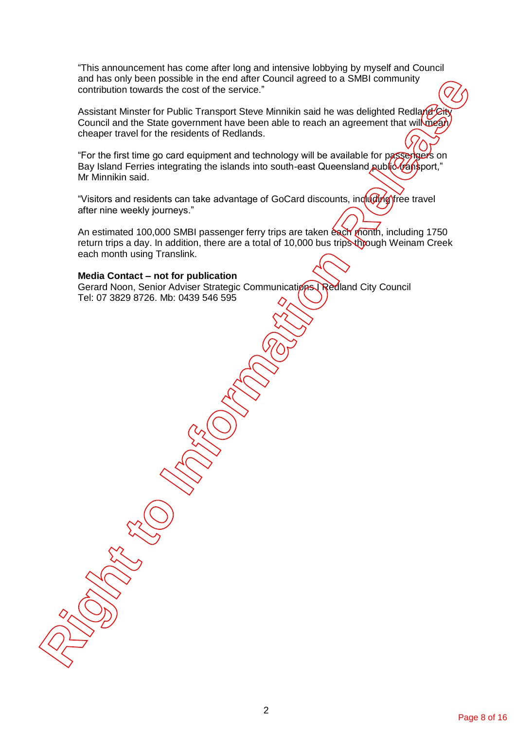"This announcement has come after long and intensive lobbying by myself and Council and has only been possible in the end after Council agreed to a SMBI community contribution towards the cost of the service."

Assistant Minster for Public Transport Steve Minnikin said he was delighted Redland City Council and the State government have been able to reach an agreement that will mean cheaper travel for the residents of Redlands.

"For the first time go card equipment and technology will be available for passengers on Bay Island Ferries integrating the islands into south-east Queensland public transport," Mr Minnikin said.

"Visitors and residents can take advantage of GoCard discounts, including free travel after nine weekly journeys."

An estimated 100,000 SMBI passenger ferry trips are taken each month, including 1750 return trips a day. In addition, there are a total of 10,000 bus trips through Weinam Creek each month using Translink.

**Media Contact – not for publication**
Gerard Noon, Senior Adviser Strategic Communications I Redland City Council
Tel: 07 3829 8726. Mb: 0439 546 595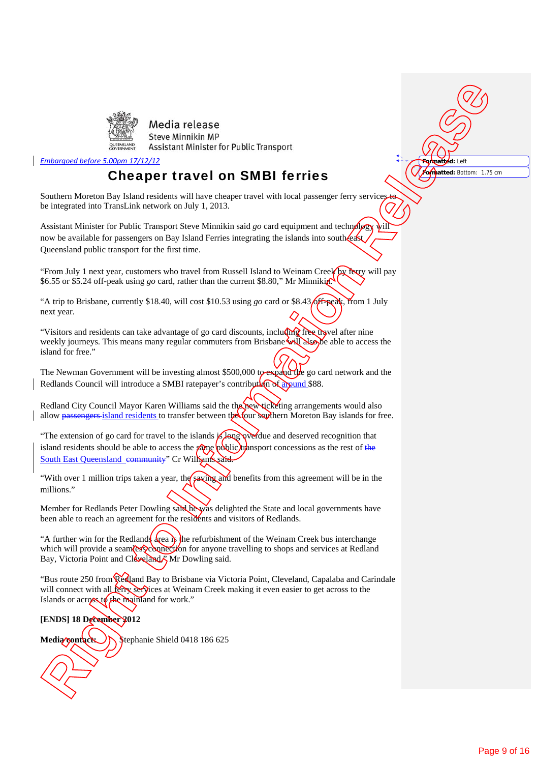Media release
Steve Minnikin MP
Assistant Minister for Public Transport

*Embargoed before 5.00pm 17/12/12*

# Cheaper travel on SMBI ferries

Southern Moreton Bay Island residents will have cheaper travel with local passenger ferry services to be integrated into TransLink network on July 1, 2013.

Assistant Minister for Public Transport Steve Minnikin said *go* card equipment and technology will now be available for passengers on Bay Island Ferries integrating the islands into south east Queensland public transport for the first time.

"From July 1 next year, customers who travel from Russell Island to Weinam Creek by ferry will pay $6.55 or $5.24 off-peak using *go* card, rather than the current $8.80," Mr Minnikin.

"A trip to Brisbane, currently $18.40, will cost $10.53 using *go* card or $8.43 off-peak, from 1 July next year.

"Visitors and residents can take advantage of go card discounts, including free travel after nine weekly journeys. This means many regular commuters from Brisbane will also be able to access the island for free."

The Newman Government will be investing almost $500,000 to expand the go card network and the Redlands Council will introduce a SMBI ratepayer's contribution of around $88.

Redland City Council Mayor Karen Williams said the the new ticketing arrangements would also allow ~~passengers~~ island residents to transfer between the four southern Moreton Bay islands for free.

"The extension of go card for travel to the islands is long overdue and deserved recognition that island residents should be able to access the same public transport concessions as the rest of the South East Queensland ~~community~~" Cr Williams said.

"With over 1 million trips taken a year, the saving and benefits from this agreement will be in the millions."

Member for Redlands Peter Dowling said he was delighted the State and local governments have been able to reach an agreement for the residents and visitors of Redlands.

"A further win for the Redlands area is the refurbishment of the Weinam Creek bus interchange which will provide a seamless connection for anyone travelling to shops and services at Redland Bay, Victoria Point and Cleveland," Mr Dowling said.

"Bus route 250 from Redland Bay to Brisbane via Victoria Point, Cleveland, Capalaba and Carindale will connect with all ferry services at Weinam Creek making it even easier to get across to the Islands or across to the mainland for work."

**[ENDS] 18 December 2012**

**Media contact:** Stephanie Shield 0418 186 625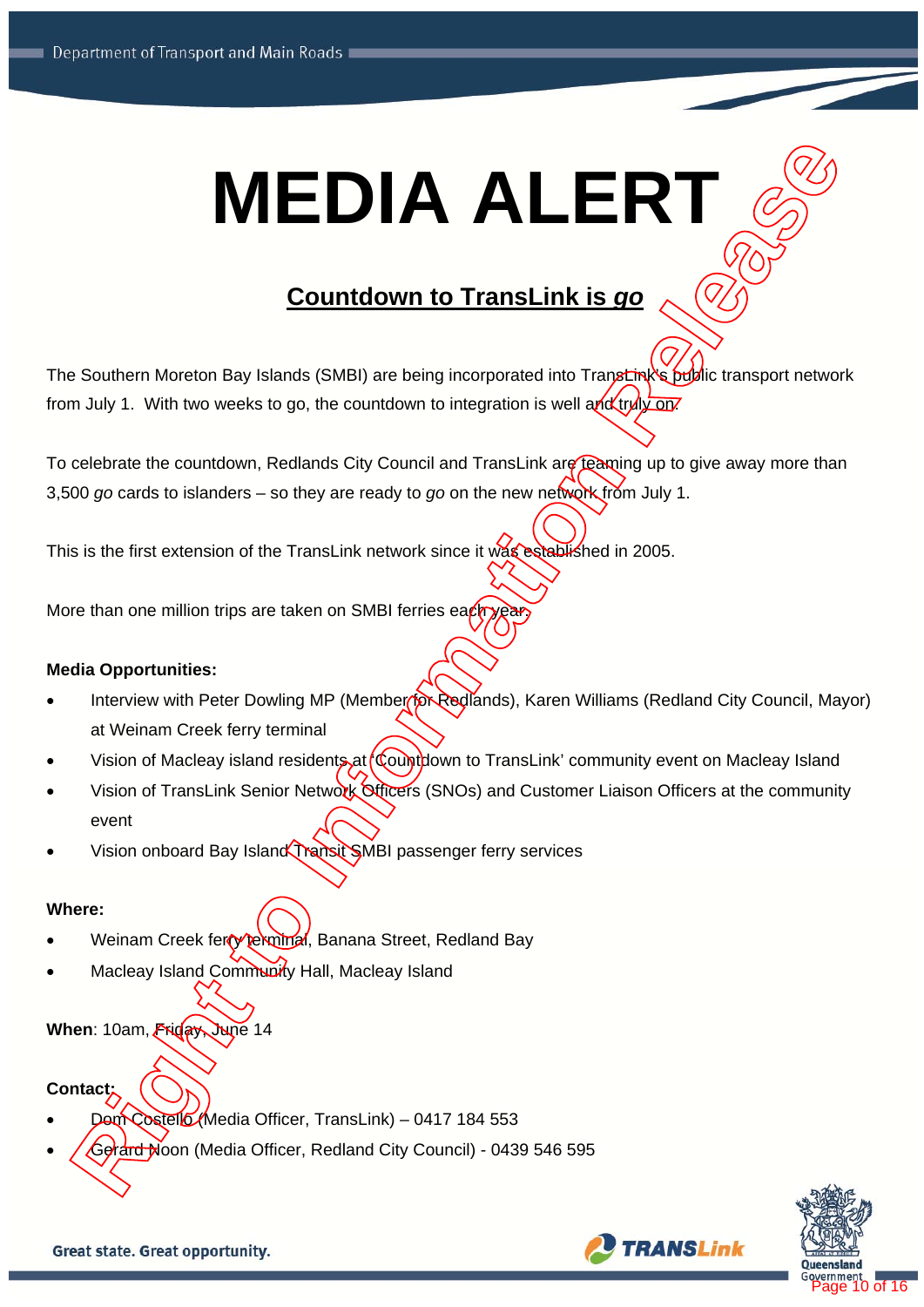# MEDIA ALERT

## Countdown to TransLink is *go*

The Southern Moreton Bay Islands (SMBI) are being incorporated into TransLink's public transport network from July 1. With two weeks to go, the countdown to integration is well and truly on.

To celebrate the countdown, Redlands City Council and TransLink are teaming up to give away more than 3,500 *go* cards to islanders – so they are ready to *go* on the new network from July 1.

This is the first extension of the TransLink network since it was established in 2005.

More than one million trips are taken on SMBI ferries each year.

**Media Opportunities:**

- Interview with Peter Dowling MP (Member for Redlands), Karen Williams (Redland City Council, Mayor) at Weinam Creek ferry terminal
- Vision of Macleay island residents at 'Countdown to TransLink' community event on Macleay Island
- Vision of TransLink Senior Network Officers (SNOs) and Customer Liaison Officers at the community event
- Vision onboard Bay Island Transit SMBI passenger ferry services

**Where:**

- Weinam Creek ferry terminal, Banana Street, Redland Bay
- Macleay Island Community Hall, Macleay Island

**When**: 10am, Friday, June 14

**Contact:**

- Dom Costello (Media Officer, TransLink) – 0417 184 553
- Gerard Noon (Media Officer, Redland City Council) - 0439 546 595

Great state. Great opportunity.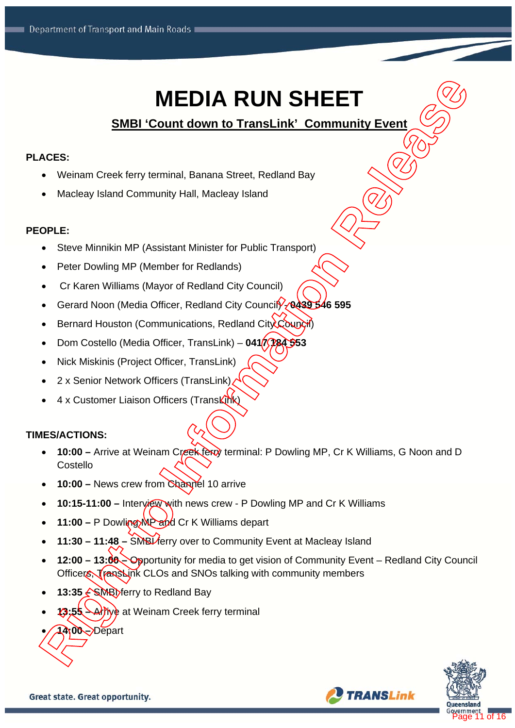# MEDIA RUN SHEET

## SMBI 'Count down to TransLink' Community Event

**PLACES:**

- Weinam Creek ferry terminal, Banana Street, Redland Bay
- Macleay Island Community Hall, Macleay Island

**PEOPLE:**

- Steve Minnikin MP (Assistant Minister for Public Transport)
- Peter Dowling MP (Member for Redlands)
- Cr Karen Williams (Mayor of Redland City Council)
- Gerard Noon (Media Officer, Redland City Council) – **0439 546 595**
- Bernard Houston (Communications, Redland City Council)
- Dom Costello (Media Officer, TransLink) – **0417 284 553**
- Nick Miskinis (Project Officer, TransLink)
- 2 x Senior Network Officers (TransLink)
- 4 x Customer Liaison Officers (TransLink)

**TIMES/ACTIONS:**

- **10:00 –** Arrive at Weinam Creek ferry terminal: P Dowling MP, Cr K Williams, G Noon and D Costello
- **10:00 –** News crew from Channel 10 arrive
- **10:15-11:00 –** Interview with news crew - P Dowling MP and Cr K Williams
- **11:00 –** P Dowling MP and Cr K Williams depart
- **11:30 – 11:48 –** SMBI ferry over to Community Event at Macleay Island
- **12:00 – 13:00 –** Opportunity for media to get vision of Community Event – Redland City Council Officers, TransLink CLOs and SNOs talking with community members
- **13:35 –** SMBI ferry to Redland Bay
- **13:55 –** Arrive at Weinam Creek ferry terminal
- **14:00 –** Depart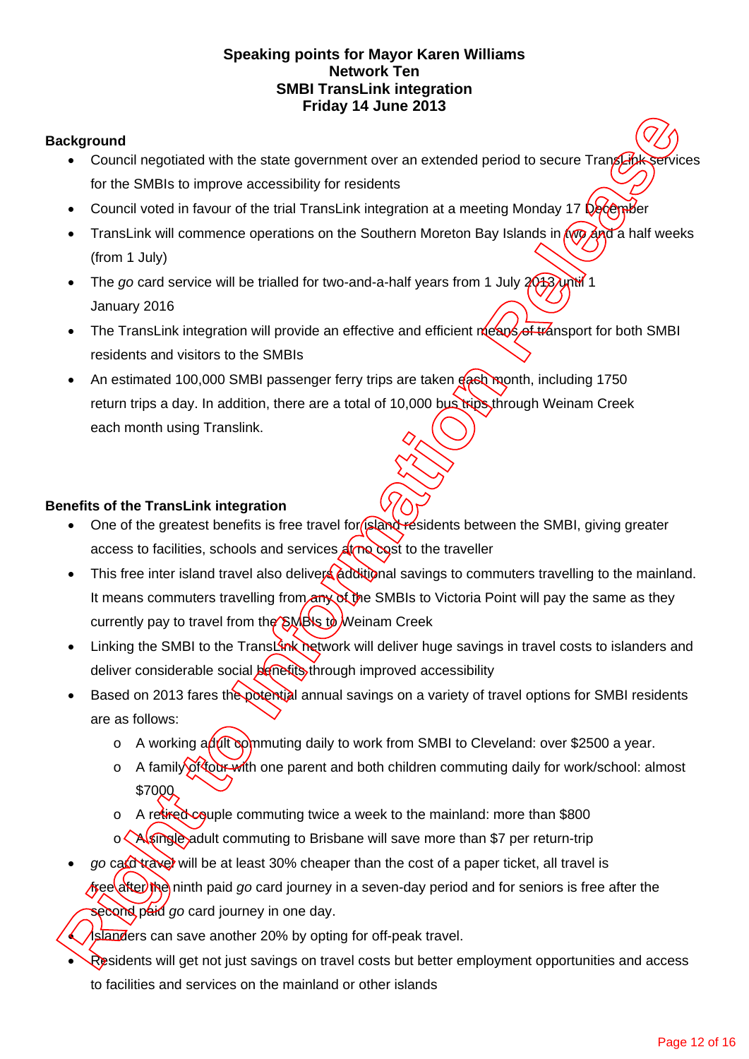**Speaking points for Mayor Karen Williams**
**Network Ten**
**SMBI TransLink integration**
**Friday 14 June 2013**

**Background**

- Council negotiated with the state government over an extended period to secure TransLink services for the SMBIs to improve accessibility for residents
- Council voted in favour of the trial TransLink integration at a meeting Monday 17 December
- TransLink will commence operations on the Southern Moreton Bay Islands in two and a half weeks (from 1 July)
- The *go* card service will be trialled for two-and-a-half years from 1 July 2013 until 1 January 2016
- The TransLink integration will provide an effective and efficient means of transport for both SMBI residents and visitors to the SMBIs
- An estimated 100,000 SMBI passenger ferry trips are taken each month, including 1750 return trips a day. In addition, there are a total of 10,000 bus trips through Weinam Creek each month using Translink.

**Benefits of the TransLink integration**

- One of the greatest benefits is free travel for island residents between the SMBI, giving greater access to facilities, schools and services at no cost to the traveller
- This free inter island travel also delivers additional savings to commuters travelling to the mainland. It means commuters travelling from any of the SMBIs to Victoria Point will pay the same as they currently pay to travel from the SMBIs to Weinam Creek
- Linking the SMBI to the TransLink network will deliver huge savings in travel costs to islanders and deliver considerable social benefits through improved accessibility
- Based on 2013 fares the potential annual savings on a variety of travel options for SMBI residents are as follows:
    - A working adult commuting daily to work from SMBI to Cleveland: over $2500 a year.
    - A family of four with one parent and both children commuting daily for work/school: almost $7000
    - A retired couple commuting twice a week to the mainland: more than $800
    - A single adult commuting to Brisbane will save more than $7 per return-trip
- *go* card travel will be at least 30% cheaper than the cost of a paper ticket, all travel is free after the ninth paid *go* card journey in a seven-day period and for seniors is free after the second paid *go* card journey in one day.
- Islanders can save another 20% by opting for off-peak travel.
- Residents will get not just savings on travel costs but better employment opportunities and access to facilities and services on the mainland or other islands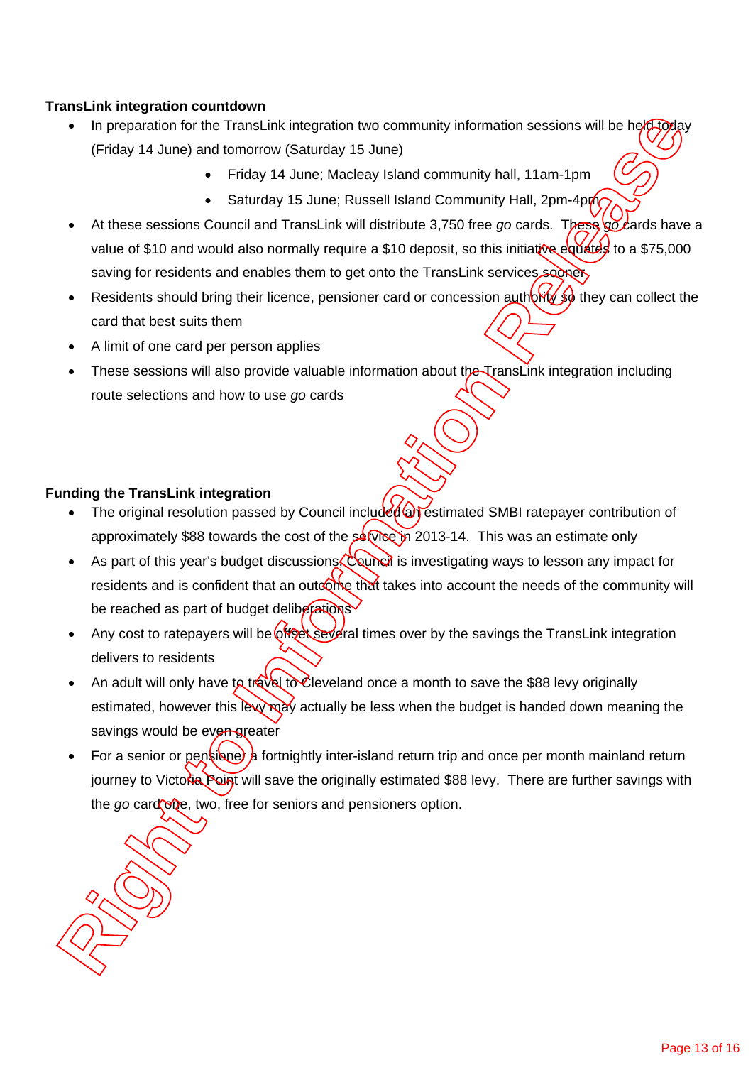**TransLink integration countdown**

- In preparation for the TransLink integration two community information sessions will be held today (Friday 14 June) and tomorrow (Saturday 15 June)
    - Friday 14 June; Macleay Island community hall, 11am-1pm
    - Saturday 15 June; Russell Island Community Hall, 2pm-4pm
- At these sessions Council and TransLink will distribute 3,750 free *go* cards. These *go* cards have a value of $10 and would also normally require a $10 deposit, so this initiative equates to a $75,000 saving for residents and enables them to get onto the TransLink services sooner
- Residents should bring their licence, pensioner card or concession authority so they can collect the card that best suits them
- A limit of one card per person applies
- These sessions will also provide valuable information about the TransLink integration including route selections and how to use *go* cards

**Funding the TransLink integration**

- The original resolution passed by Council included an estimated SMBI ratepayer contribution of approximately $88 towards the cost of the service in 2013-14. This was an estimate only
- As part of this year's budget discussions, Council is investigating ways to lesson any impact for residents and is confident that an outcome that takes into account the needs of the community will be reached as part of budget deliberations
- Any cost to ratepayers will be offset several times over by the savings the TransLink integration delivers to residents
- An adult will only have to travel to Cleveland once a month to save the $88 levy originally estimated, however this levy may actually be less when the budget is handed down meaning the savings would be even greater
- For a senior or pensioner a fortnightly inter-island return trip and once per month mainland return journey to Victoria Point will save the originally estimated $88 levy. There are further savings with the *go* card one, two, free for seniors and pensioners option.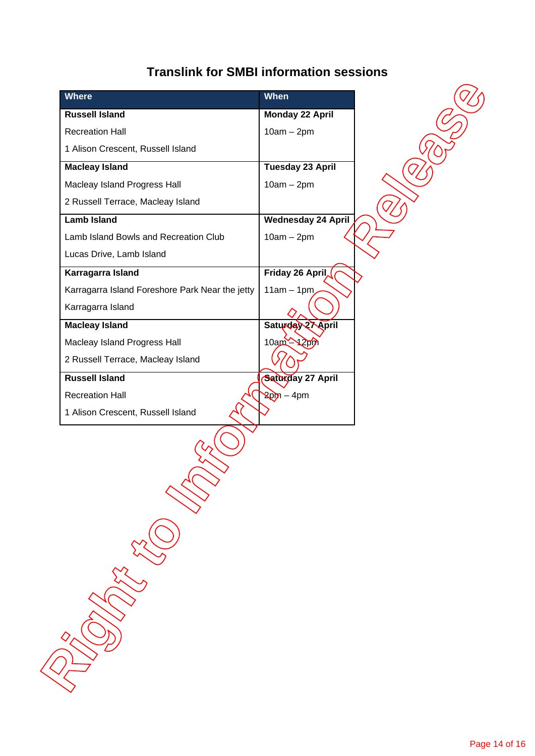## Translink for SMBI information sessions

| Where | When |
|---|---|
| **Russell Island**<br>Recreation Hall<br>1 Alison Crescent, Russell Island | **Monday 22 April**<br>10am – 2pm |
| **Macleay Island**<br>Macleay Island Progress Hall<br>2 Russell Terrace, Macleay Island | **Tuesday 23 April**<br>10am – 2pm |
| **Lamb Island**<br>Lamb Island Bowls and Recreation Club<br>Lucas Drive, Lamb Island | **Wednesday 24 April**<br>10am – 2pm |
| **Karragarra Island**<br>Karragarra Island Foreshore Park Near the jetty<br>Karragarra Island | **Friday 26 April**<br>11am – 1pm |
| **Macleay Island**<br>Macleay Island Progress Hall<br>2 Russell Terrace, Macleay Island | **Saturday 27 April**<br>10am – 12pm |
| **Russell Island**<br>Recreation Hall<br>1 Alison Crescent, Russell Island | **Saturday 27 April**<br>2pm – 4pm |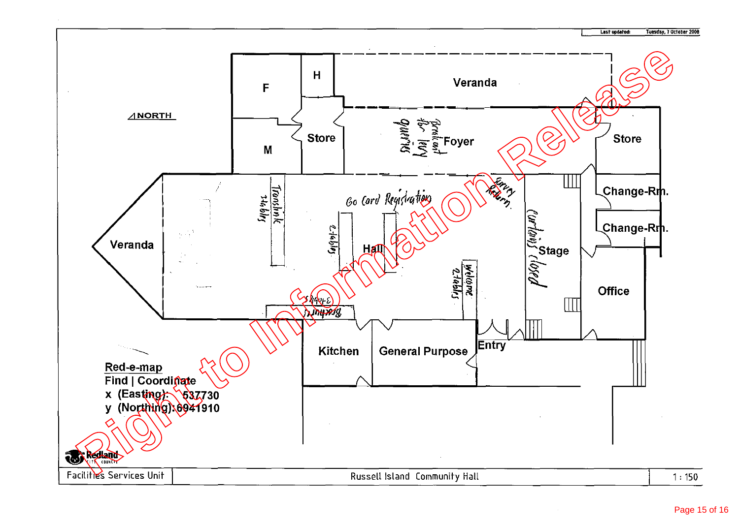Last updated: Tuesday, 7 October 2008

Right to Information Release

NORTH

F

H

M

Store

Veranda

Foyer

Breakfast for levy queries

Store

Change-Rm.

Change-Rm.

Veranda

Translink 2 tables

Go Card Registration

2 tables

Hall

Survey Return

Curtains closed

Stage

Welcome 2 tables

Office

3 tables Brochures

Kitchen

General Purpose

Entry

Red-e-map

Find | Coordinate

x (Easting): 537730

y (Northing): 6941910

Redland City Council

| Facilities Services Unit | Russell Island Community Hall | 1 : 150 |
|---|---|---|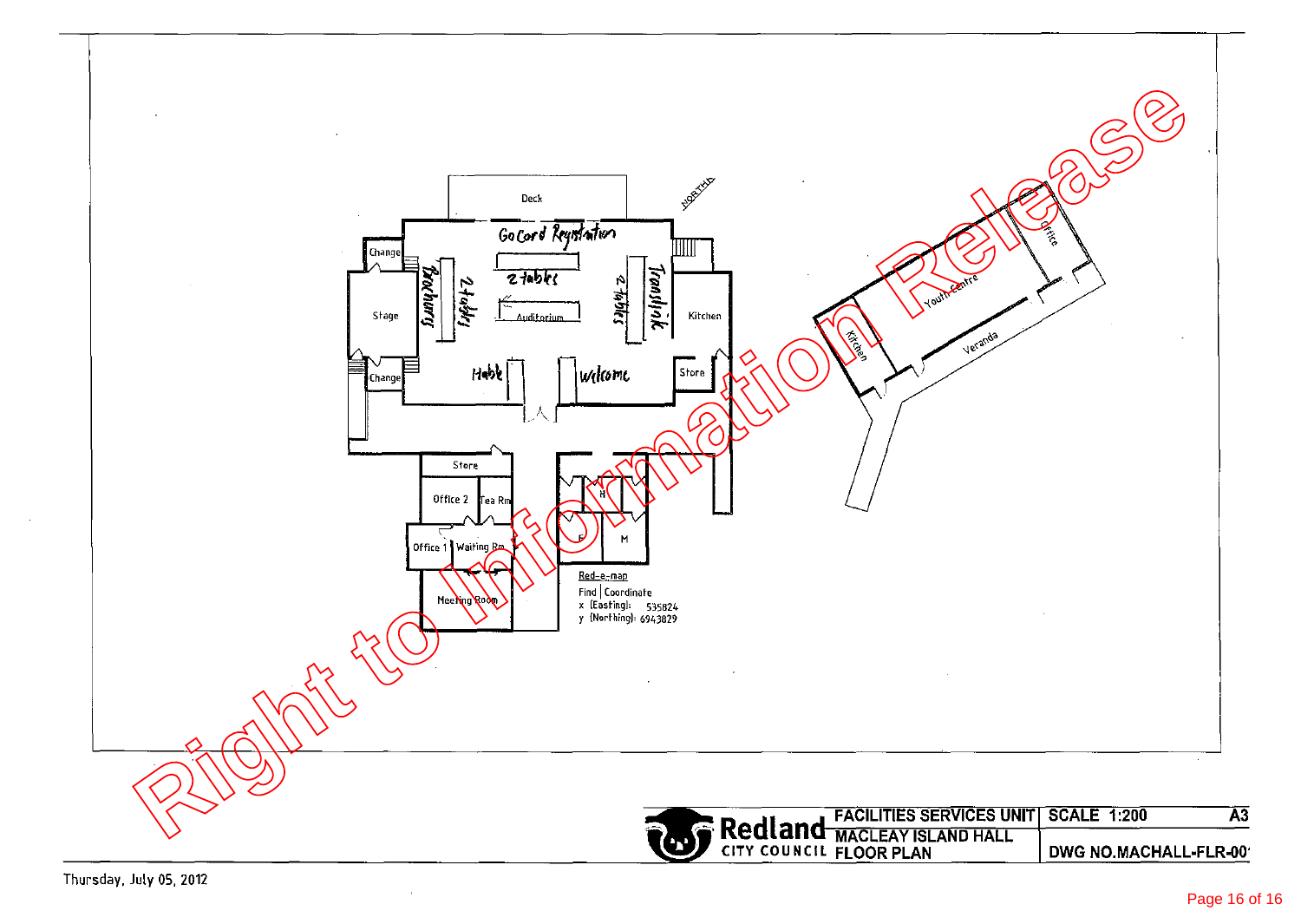Deck

NORTH

Go Card Registration

Change

Brochures

2 tables

2 tables

Translink

Stage

Auditorium

Kitchen

Change

Hbbk

Welcome

Store

Store

Office 2

Tea Rm

H

Office 1

Waiting Rm

F

M

Meeting Room

Red-e-map

Find | Coordinate

x (Easting): 535824

y (Northing): 6943829

Office

Youth Centre

Kitchen

Veranda

Right to Information Release

Redland CITY COUNCIL

FACILITIES SERVICES UNIT

MACLEAY ISLAND HALL

FLOOR PLAN

SCALE 1:200

A3

DWG NO.MACHALL-FLR-001

Thursday, July 05, 2012